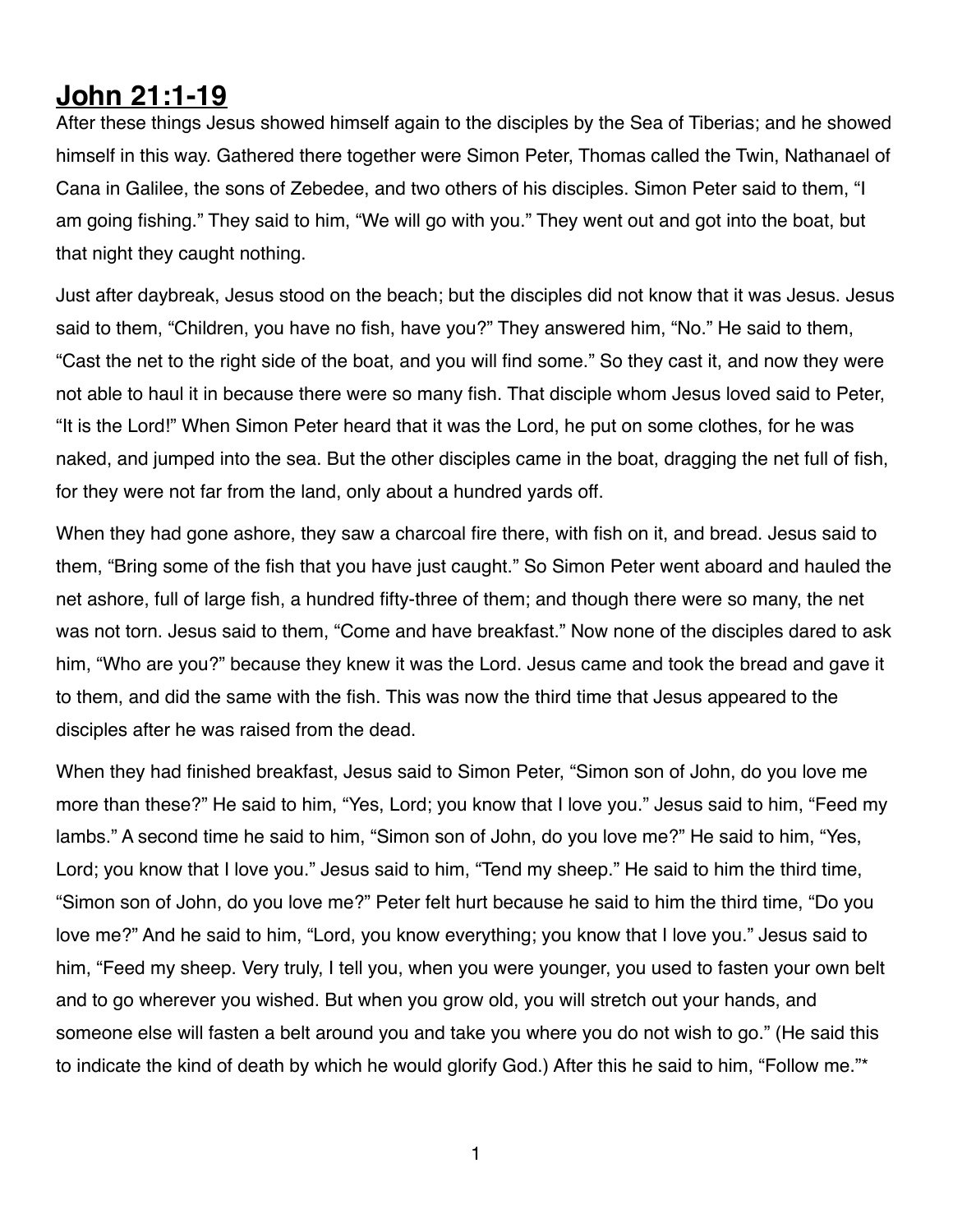# **John 21:1-19**

After these things Jesus showed himself again to the disciples by the Sea of Tiberias; and he showed himself in this way. Gathered there together were Simon Peter, Thomas called the Twin, Nathanael of Cana in Galilee, the sons of Zebedee, and two others of his disciples. Simon Peter said to them, "I am going fishing." They said to him, "We will go with you." They went out and got into the boat, but that night they caught nothing.

Just after daybreak, Jesus stood on the beach; but the disciples did not know that it was Jesus. Jesus said to them, "Children, you have no fish, have you?" They answered him, "No." He said to them, "Cast the net to the right side of the boat, and you will find some." So they cast it, and now they were not able to haul it in because there were so many fish. That disciple whom Jesus loved said to Peter, "It is the Lord!" When Simon Peter heard that it was the Lord, he put on some clothes, for he was naked, and jumped into the sea. But the other disciples came in the boat, dragging the net full of fish, for they were not far from the land, only about a hundred yards off.

When they had gone ashore, they saw a charcoal fire there, with fish on it, and bread. Jesus said to them, "Bring some of the fish that you have just caught." So Simon Peter went aboard and hauled the net ashore, full of large fish, a hundred fifty-three of them; and though there were so many, the net was not torn. Jesus said to them, "Come and have breakfast." Now none of the disciples dared to ask him, "Who are you?" because they knew it was the Lord. Jesus came and took the bread and gave it to them, and did the same with the fish. This was now the third time that Jesus appeared to the disciples after he was raised from the dead.

When they had finished breakfast, Jesus said to Simon Peter, "Simon son of John, do you love me more than these?" He said to him, "Yes, Lord; you know that I love you." Jesus said to him, "Feed my lambs." A second time he said to him, "Simon son of John, do you love me?" He said to him, "Yes, Lord; you know that I love you." Jesus said to him, "Tend my sheep." He said to him the third time, "Simon son of John, do you love me?" Peter felt hurt because he said to him the third time, "Do you love me?" And he said to him, "Lord, you know everything; you know that I love you." Jesus said to him, "Feed my sheep. Very truly, I tell you, when you were younger, you used to fasten your own belt and to go wherever you wished. But when you grow old, you will stretch out your hands, and someone else will fasten a belt around you and take you where you do not wish to go." (He said this to indicate the kind of death by which he would glorify God.) After this he said to him, "Follow me."*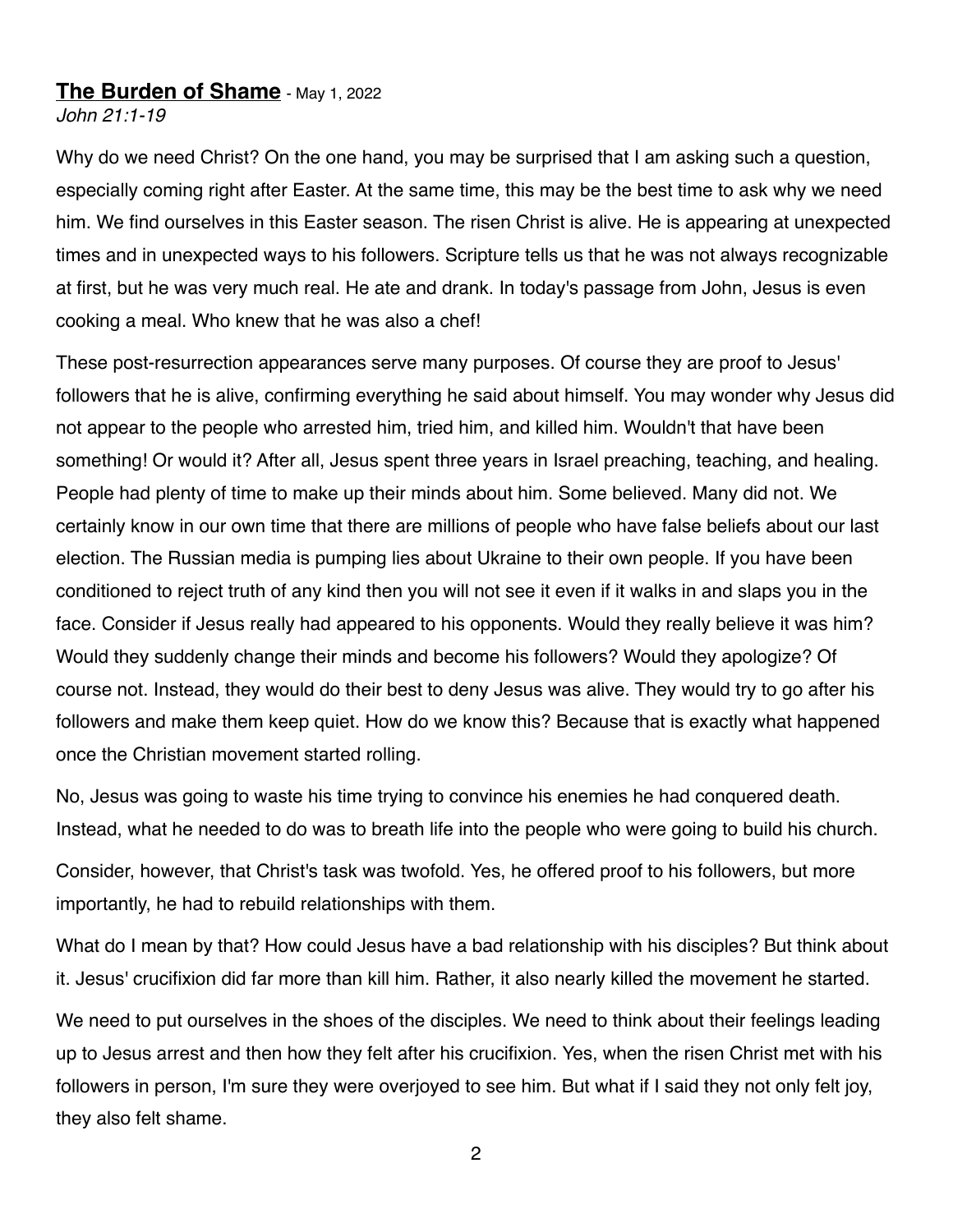## **The Burden of Shame** - May 1, 2022

*John 21:1-19*

Why do we need Christ? On the one hand, you may be surprised that I am asking such a question, especially coming right after Easter. At the same time, this may be the best time to ask why we need him. We find ourselves in this Easter season. The risen Christ is alive. He is appearing at unexpected times and in unexpected ways to his followers. Scripture tells us that he was not always recognizable at first, but he was very much real. He ate and drank. In today's passage from John, Jesus is even cooking a meal. Who knew that he was also a chef!

These post-resurrection appearances serve many purposes. Of course they are proof to Jesus' followers that he is alive, confirming everything he said about himself. You may wonder why Jesus did not appear to the people who arrested him, tried him, and killed him. Wouldn't that have been something! Or would it? After all, Jesus spent three years in Israel preaching, teaching, and healing. People had plenty of time to make up their minds about him. Some believed. Many did not. We certainly know in our own time that there are millions of people who have false beliefs about our last election. The Russian media is pumping lies about Ukraine to their own people. If you have been conditioned to reject truth of any kind then you will not see it even if it walks in and slaps you in the face. Consider if Jesus really had appeared to his opponents. Would they really believe it was him? Would they suddenly change their minds and become his followers? Would they apologize? Of course not. Instead, they would do their best to deny Jesus was alive. They would try to go after his followers and make them keep quiet. How do we know this? Because that is exactly what happened once the Christian movement started rolling.

No, Jesus was going to waste his time trying to convince his enemies he had conquered death. Instead, what he needed to do was to breath life into the people who were going to build his church.

Consider, however, that Christ's task was twofold. Yes, he offered proof to his followers, but more importantly, he had to rebuild relationships with them.

What do I mean by that? How could Jesus have a bad relationship with his disciples? But think about it. Jesus' crucifixion did far more than kill him. Rather, it also nearly killed the movement he started.

We need to put ourselves in the shoes of the disciples. We need to think about their feelings leading up to Jesus arrest and then how they felt after his crucifixion. Yes, when the risen Christ met with his followers in person, I'm sure they were overjoyed to see him. But what if I said they not only felt joy, they also felt shame.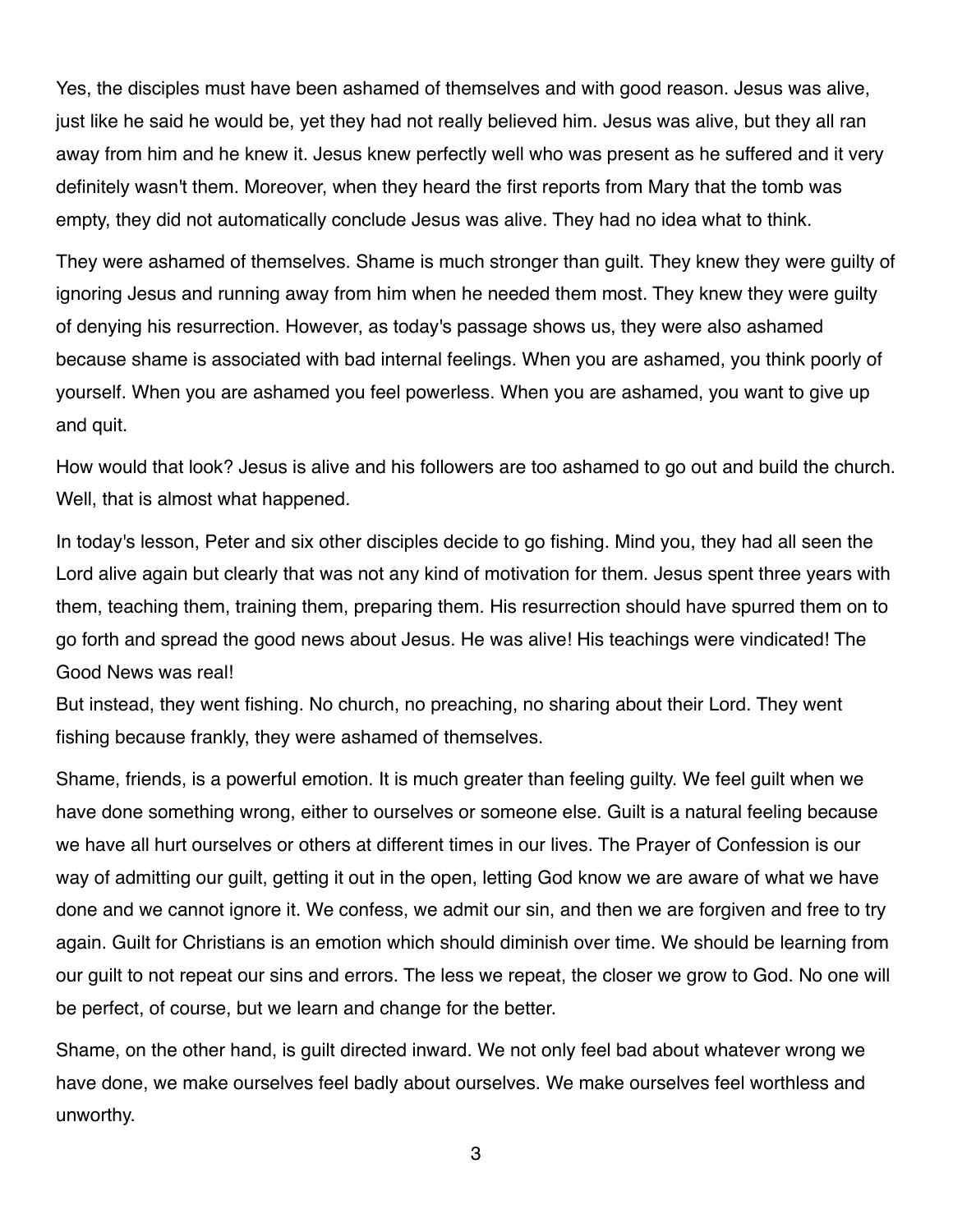Yes, the disciples must have been ashamed of themselves and with good reason. Jesus was alive, just like he said he would be, yet they had not really believed him. Jesus was alive, but they all ran away from him and he knew it. Jesus knew perfectly well who was present as he suffered and it very definitely wasn't them. Moreover, when they heard the first reports from Mary that the tomb was empty, they did not automatically conclude Jesus was alive. They had no idea what to think.

They were ashamed of themselves. Shame is much stronger than guilt. They knew they were guilty of ignoring Jesus and running away from him when he needed them most. They knew they were guilty of denying his resurrection. However, as today's passage shows us, they were also ashamed because shame is associated with bad internal feelings. When you are ashamed, you think poorly of yourself. When you are ashamed you feel powerless. When you are ashamed, you want to give up and quit.

How would that look? Jesus is alive and his followers are too ashamed to go out and build the church. Well, that is almost what happened.

In today's lesson, Peter and six other disciples decide to go fishing. Mind you, they had all seen the Lord alive again but clearly that was not any kind of motivation for them. Jesus spent three years with them, teaching them, training them, preparing them. His resurrection should have spurred them on to go forth and spread the good news about Jesus. He was alive! His teachings were vindicated! The Good News was real!

But instead, they went fishing. No church, no preaching, no sharing about their Lord. They went fishing because frankly, they were ashamed of themselves.

Shame, friends, is a powerful emotion. It is much greater than feeling guilty. We feel guilt when we have done something wrong, either to ourselves or someone else. Guilt is a natural feeling because we have all hurt ourselves or others at different times in our lives. The Prayer of Confession is our way of admitting our guilt, getting it out in the open, letting God know we are aware of what we have done and we cannot ignore it. We confess, we admit our sin, and then we are forgiven and free to try again. Guilt for Christians is an emotion which should diminish over time. We should be learning from our guilt to not repeat our sins and errors. The less we repeat, the closer we grow to God. No one will be perfect, of course, but we learn and change for the better.

Shame, on the other hand, is guilt directed inward. We not only feel bad about whatever wrong we have done, we make ourselves feel badly about ourselves. We make ourselves feel worthless and unworthy.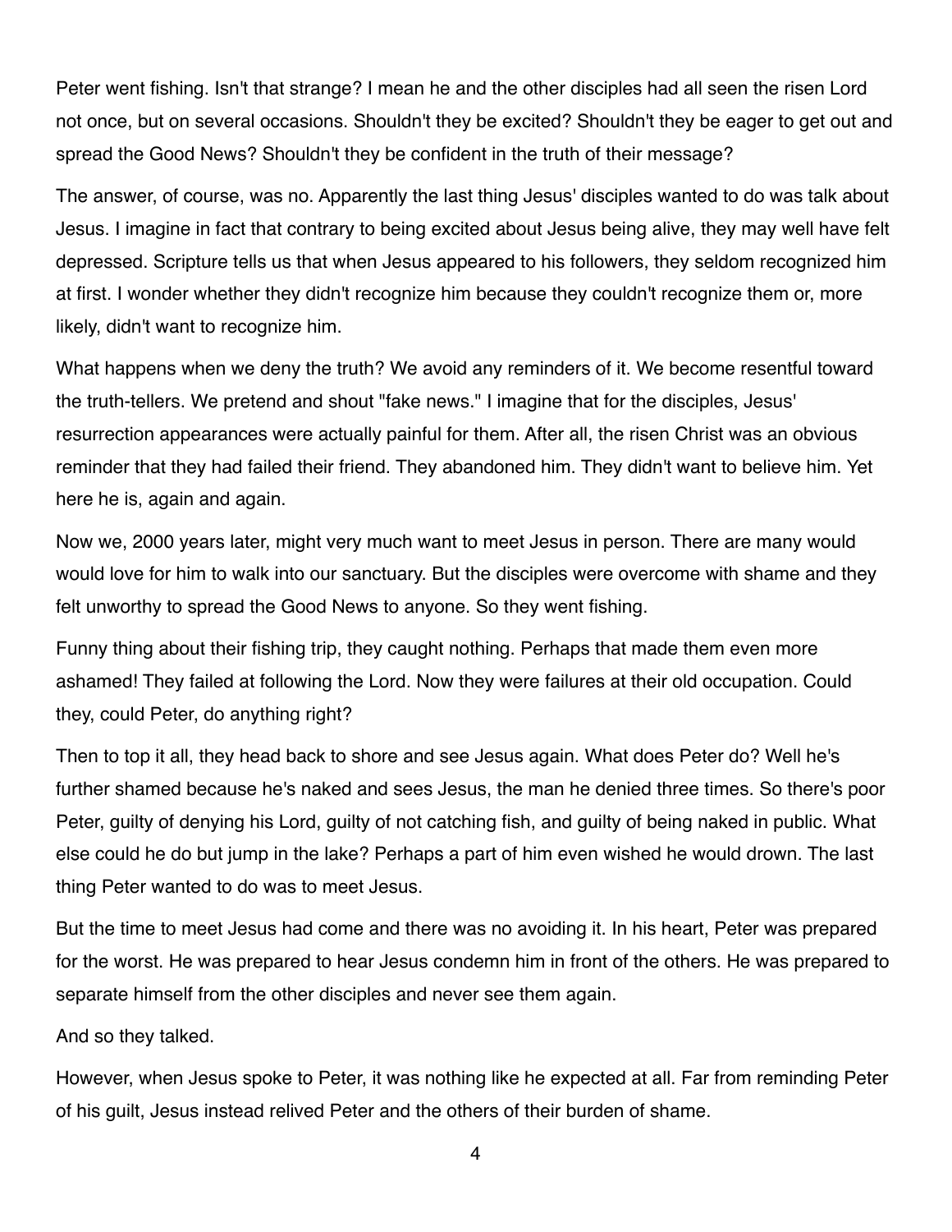Peter went fishing. Isn't that strange? I mean he and the other disciples had all seen the risen Lord not once, but on several occasions. Shouldn't they be excited? Shouldn't they be eager to get out and spread the Good News? Shouldn't they be confident in the truth of their message?

The answer, of course, was no. Apparently the last thing Jesus' disciples wanted to do was talk about Jesus. I imagine in fact that contrary to being excited about Jesus being alive, they may well have felt depressed. Scripture tells us that when Jesus appeared to his followers, they seldom recognized him at first. I wonder whether they didn't recognize him because they couldn't recognize them or, more likely, didn't want to recognize him.

What happens when we deny the truth? We avoid any reminders of it. We become resentful toward the truth-tellers. We pretend and shout "fake news." I imagine that for the disciples, Jesus' resurrection appearances were actually painful for them. After all, the risen Christ was an obvious reminder that they had failed their friend. They abandoned him. They didn't want to believe him. Yet here he is, again and again.

Now we, 2000 years later, might very much want to meet Jesus in person. There are many would would love for him to walk into our sanctuary. But the disciples were overcome with shame and they felt unworthy to spread the Good News to anyone. So they went fishing.

Funny thing about their fishing trip, they caught nothing. Perhaps that made them even more ashamed! They failed at following the Lord. Now they were failures at their old occupation. Could they, could Peter, do anything right?

Then to top it all, they head back to shore and see Jesus again. What does Peter do? Well he's further shamed because he's naked and sees Jesus, the man he denied three times. So there's poor Peter, guilty of denying his Lord, guilty of not catching fish, and guilty of being naked in public. What else could he do but jump in the lake? Perhaps a part of him even wished he would drown. The last thing Peter wanted to do was to meet Jesus.

But the time to meet Jesus had come and there was no avoiding it. In his heart, Peter was prepared for the worst. He was prepared to hear Jesus condemn him in front of the others. He was prepared to separate himself from the other disciples and never see them again.

And so they talked.

However, when Jesus spoke to Peter, it was nothing like he expected at all. Far from reminding Peter of his guilt, Jesus instead relived Peter and the others of their burden of shame.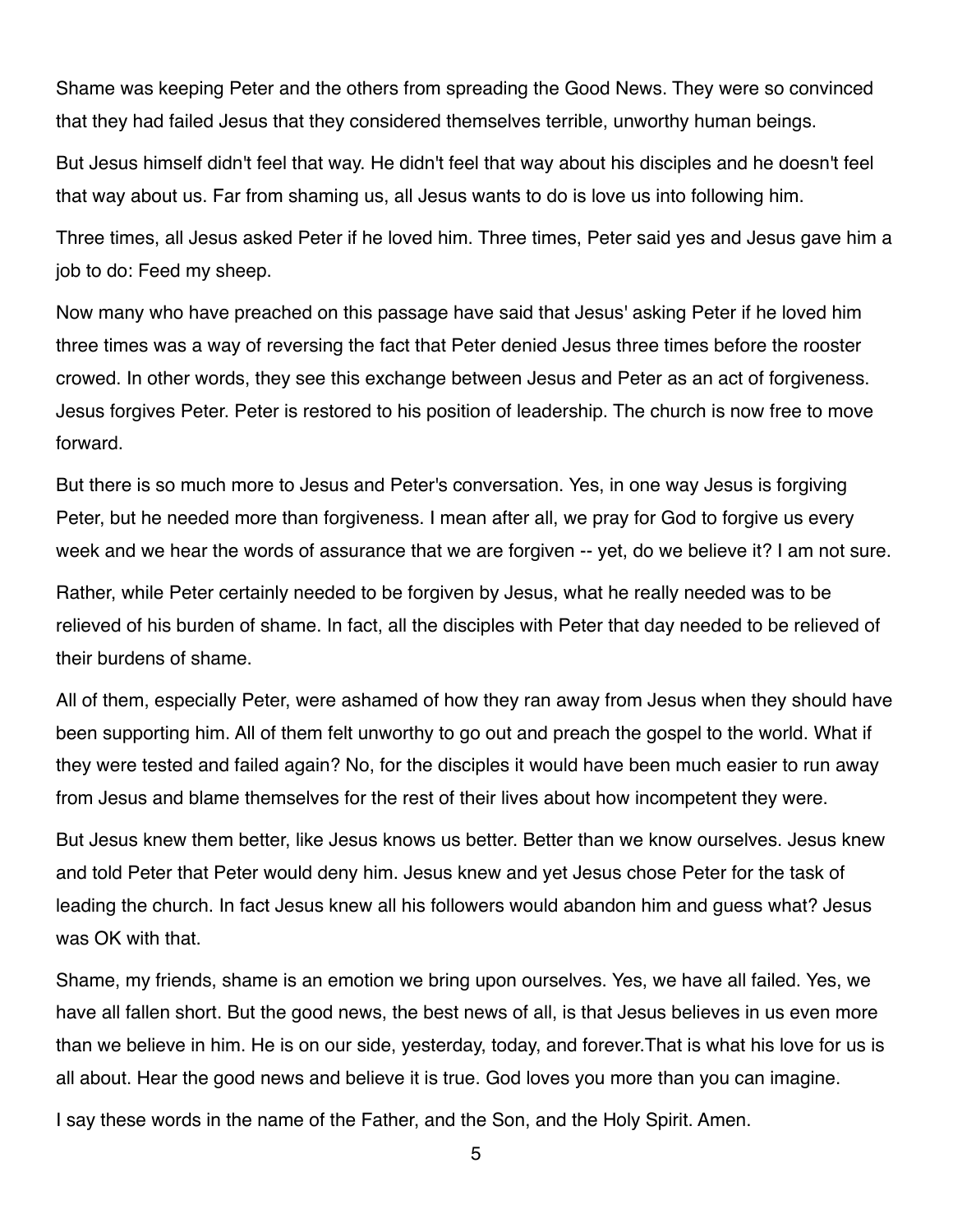Shame was keeping Peter and the others from spreading the Good News. They were so convinced that they had failed Jesus that they considered themselves terrible, unworthy human beings.

But Jesus himself didn't feel that way. He didn't feel that way about his disciples and he doesn't feel that way about us. Far from shaming us, all Jesus wants to do is love us into following him.

Three times, all Jesus asked Peter if he loved him. Three times, Peter said yes and Jesus gave him a job to do: Feed my sheep.

Now many who have preached on this passage have said that Jesus' asking Peter if he loved him three times was a way of reversing the fact that Peter denied Jesus three times before the rooster crowed. In other words, they see this exchange between Jesus and Peter as an act of forgiveness. Jesus forgives Peter. Peter is restored to his position of leadership. The church is now free to move forward.

But there is so much more to Jesus and Peter's conversation. Yes, in one way Jesus is forgiving Peter, but he needed more than forgiveness. I mean after all, we pray for God to forgive us every week and we hear the words of assurance that we are forgiven -- yet, do we believe it? I am not sure.

Rather, while Peter certainly needed to be forgiven by Jesus, what he really needed was to be relieved of his burden of shame. In fact, all the disciples with Peter that day needed to be relieved of their burdens of shame.

All of them, especially Peter, were ashamed of how they ran away from Jesus when they should have been supporting him. All of them felt unworthy to go out and preach the gospel to the world. What if they were tested and failed again? No, for the disciples it would have been much easier to run away from Jesus and blame themselves for the rest of their lives about how incompetent they were.

But Jesus knew them better, like Jesus knows us better. Better than we know ourselves. Jesus knew and told Peter that Peter would deny him. Jesus knew and yet Jesus chose Peter for the task of leading the church. In fact Jesus knew all his followers would abandon him and guess what? Jesus was OK with that.

Shame, my friends, shame is an emotion we bring upon ourselves. Yes, we have all failed. Yes, we have all fallen short. But the good news, the best news of all, is that Jesus believes in us even more than we believe in him. He is on our side, yesterday, today, and forever.That is what his love for us is all about. Hear the good news and believe it is true. God loves you more than you can imagine.

I say these words in the name of the Father, and the Son, and the Holy Spirit. Amen.